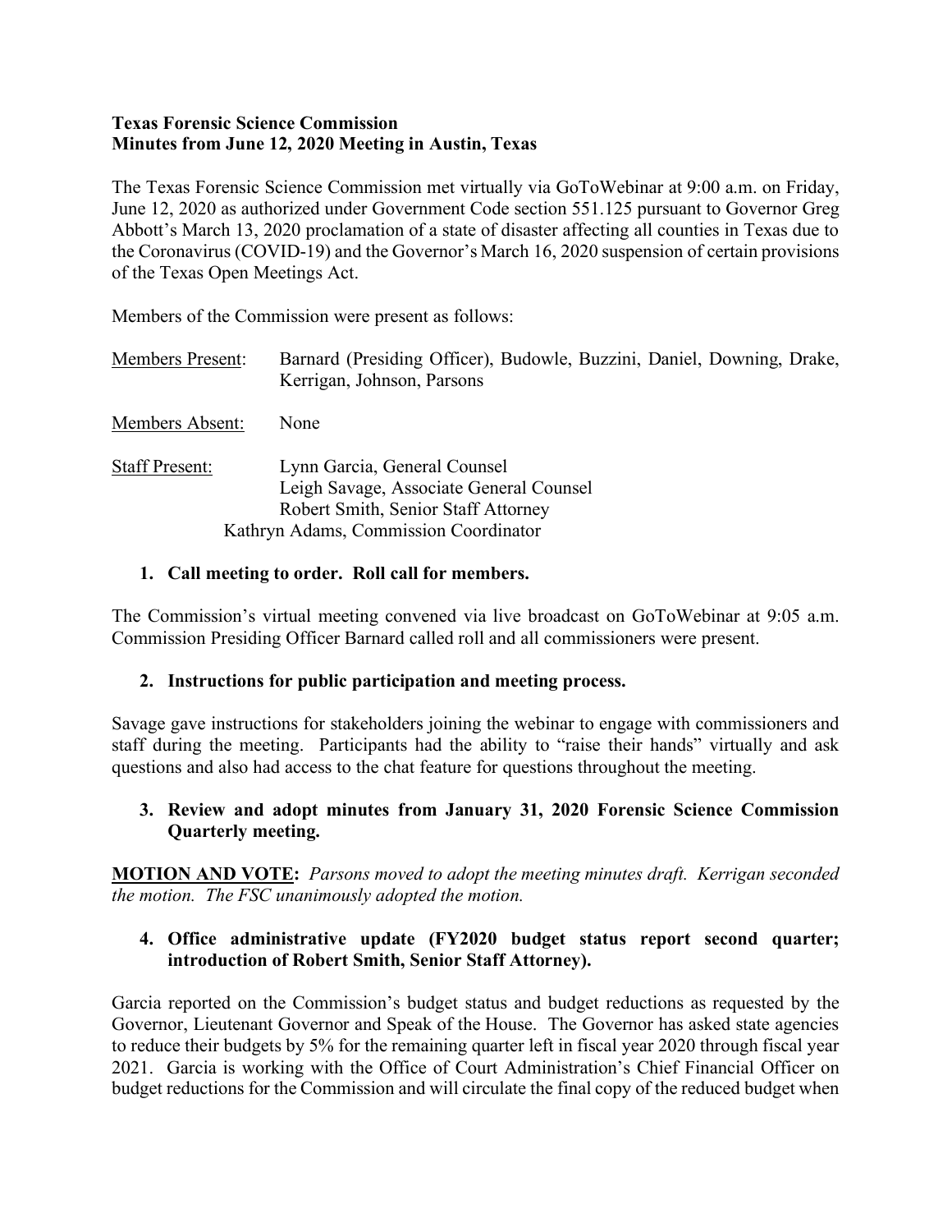**Texas Forensic Science Commission**
**Minutes from June 12, 2020 Meeting in Austin, Texas**

The Texas Forensic Science Commission met virtually via GoToWebinar at 9:00 a.m. on Friday, June 12, 2020 as authorized under Government Code section 551.125 pursuant to Governor Greg Abbott's March 13, 2020 proclamation of a state of disaster affecting all counties in Texas due to the Coronavirus (COVID-19) and the Governor's March 16, 2020 suspension of certain provisions of the Texas Open Meetings Act.

Members of the Commission were present as follows:

| | |
|---|---|
| Members Present: | Barnard (Presiding Officer), Budowle, Buzzini, Daniel, Downing, Drake, Kerrigan, Johnson, Parsons |
| Members Absent: | None |
| Staff Present: | Lynn Garcia, General Counsel<br>Leigh Savage, Associate General Counsel<br>Robert Smith, Senior Staff Attorney<br>Kathryn Adams, Commission Coordinator |

1. **Call meeting to order. Roll call for members.**

The Commission's virtual meeting convened via live broadcast on GoToWebinar at 9:05 a.m. Commission Presiding Officer Barnard called roll and all commissioners were present.

2. **Instructions for public participation and meeting process.**

Savage gave instructions for stakeholders joining the webinar to engage with commissioners and staff during the meeting. Participants had the ability to "raise their hands" virtually and ask questions and also had access to the chat feature for questions throughout the meeting.

3. **Review and adopt minutes from January 31, 2020 Forensic Science Commission Quarterly meeting.**

**MOTION AND VOTE:** *Parsons moved to adopt the meeting minutes draft. Kerrigan seconded the motion. The FSC unanimously adopted the motion.*

4. **Office administrative update (FY2020 budget status report second quarter; introduction of Robert Smith, Senior Staff Attorney).**

Garcia reported on the Commission's budget status and budget reductions as requested by the Governor, Lieutenant Governor and Speak of the House. The Governor has asked state agencies to reduce their budgets by 5% for the remaining quarter left in fiscal year 2020 through fiscal year 2021. Garcia is working with the Office of Court Administration's Chief Financial Officer on budget reductions for the Commission and will circulate the final copy of the reduced budget when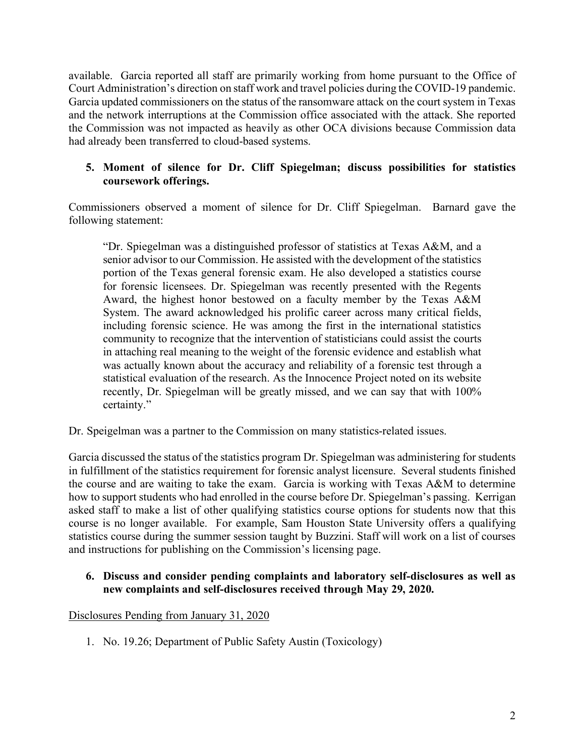available. Garcia reported all staff are primarily working from home pursuant to the Office of Court Administration's direction on staff work and travel policies during the COVID-19 pandemic. Garcia updated commissioners on the status of the ransomware attack on the court system in Texas and the network interruptions at the Commission office associated with the attack. She reported the Commission was not impacted as heavily as other OCA divisions because Commission data had already been transferred to cloud-based systems.

**5. Moment of silence for Dr. Cliff Spiegelman; discuss possibilities for statistics coursework offerings.**

Commissioners observed a moment of silence for Dr. Cliff Spiegelman. Barnard gave the following statement:

> "Dr. Spiegelman was a distinguished professor of statistics at Texas A&M, and a senior advisor to our Commission. He assisted with the development of the statistics portion of the Texas general forensic exam. He also developed a statistics course for forensic licensees. Dr. Spiegelman was recently presented with the Regents Award, the highest honor bestowed on a faculty member by the Texas A&M System. The award acknowledged his prolific career across many critical fields, including forensic science. He was among the first in the international statistics community to recognize that the intervention of statisticians could assist the courts in attaching real meaning to the weight of the forensic evidence and establish what was actually known about the accuracy and reliability of a forensic test through a statistical evaluation of the research. As the Innocence Project noted on its website recently, Dr. Spiegelman will be greatly missed, and we can say that with 100% certainty."

Dr. Speigelman was a partner to the Commission on many statistics-related issues.

Garcia discussed the status of the statistics program Dr. Spiegelman was administering for students in fulfillment of the statistics requirement for forensic analyst licensure. Several students finished the course and are waiting to take the exam. Garcia is working with Texas A&M to determine how to support students who had enrolled in the course before Dr. Spiegelman's passing. Kerrigan asked staff to make a list of other qualifying statistics course options for students now that this course is no longer available. For example, Sam Houston State University offers a qualifying statistics course during the summer session taught by Buzzini. Staff will work on a list of courses and instructions for publishing on the Commission's licensing page.

**6. Discuss and consider pending complaints and laboratory self-disclosures as well as new complaints and self-disclosures received through May 29, 2020.**

Disclosures Pending from January 31, 2020

1. No. 19.26; Department of Public Safety Austin (Toxicology)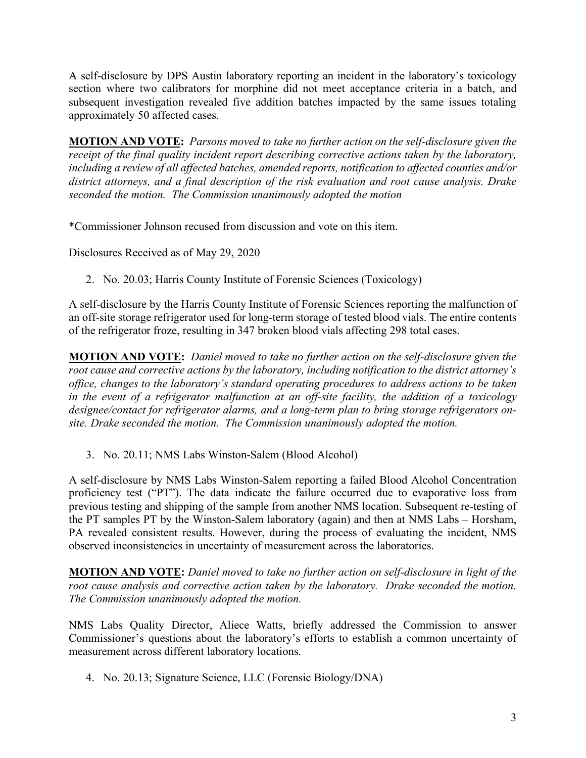A self-disclosure by DPS Austin laboratory reporting an incident in the laboratory's toxicology section where two calibrators for morphine did not meet acceptance criteria in a batch, and subsequent investigation revealed five addition batches impacted by the same issues totaling approximately 50 affected cases.

**MOTION AND VOTE:** *Parsons moved to take no further action on the self-disclosure given the receipt of the final quality incident report describing corrective actions taken by the laboratory, including a review of all affected batches, amended reports, notification to affected counties and/or district attorneys, and a final description of the risk evaluation and root cause analysis. Drake seconded the motion. The Commission unanimously adopted the motion*

*Commissioner Johnson recused from discussion and vote on this item.

<u>Disclosures Received as of May 29, 2020</u>

2. No. 20.03; Harris County Institute of Forensic Sciences (Toxicology)

A self-disclosure by the Harris County Institute of Forensic Sciences reporting the malfunction of an off-site storage refrigerator used for long-term storage of tested blood vials. The entire contents of the refrigerator froze, resulting in 347 broken blood vials affecting 298 total cases.

**MOTION AND VOTE:** *Daniel moved to take no further action on the self-disclosure given the root cause and corrective actions by the laboratory, including notification to the district attorney's office, changes to the laboratory's standard operating procedures to address actions to be taken in the event of a refrigerator malfunction at an off-site facility, the addition of a toxicology designee/contact for refrigerator alarms, and a long-term plan to bring storage refrigerators on-site. Drake seconded the motion. The Commission unanimously adopted the motion.*

3. No. 20.11; NMS Labs Winston-Salem (Blood Alcohol)

A self-disclosure by NMS Labs Winston-Salem reporting a failed Blood Alcohol Concentration proficiency test ("PT"). The data indicate the failure occurred due to evaporative loss from previous testing and shipping of the sample from another NMS location. Subsequent re-testing of the PT samples PT by the Winston-Salem laboratory (again) and then at NMS Labs – Horsham, PA revealed consistent results. However, during the process of evaluating the incident, NMS observed inconsistencies in uncertainty of measurement across the laboratories.

**MOTION AND VOTE:** *Daniel moved to take no further action on self-disclosure in light of the root cause analysis and corrective action taken by the laboratory. Drake seconded the motion. The Commission unanimously adopted the motion.*

NMS Labs Quality Director, Aliece Watts, briefly addressed the Commission to answer Commissioner's questions about the laboratory's efforts to establish a common uncertainty of measurement across different laboratory locations.

4. No. 20.13; Signature Science, LLC (Forensic Biology/DNA)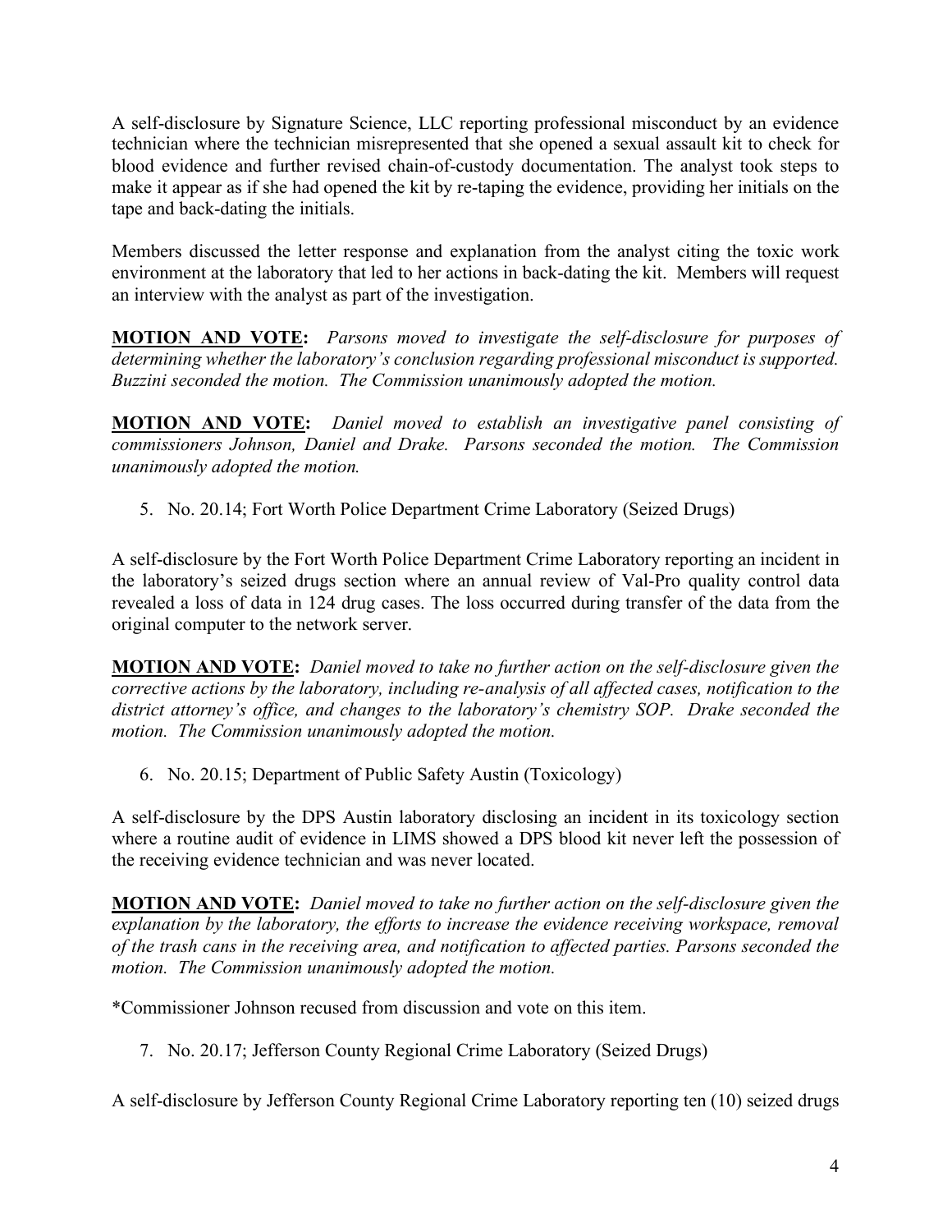A self-disclosure by Signature Science, LLC reporting professional misconduct by an evidence technician where the technician misrepresented that she opened a sexual assault kit to check for blood evidence and further revised chain-of-custody documentation. The analyst took steps to make it appear as if she had opened the kit by re-taping the evidence, providing her initials on the tape and back-dating the initials.

Members discussed the letter response and explanation from the analyst citing the toxic work environment at the laboratory that led to her actions in back-dating the kit. Members will request an interview with the analyst as part of the investigation.

**MOTION AND VOTE:** *Parsons moved to investigate the self-disclosure for purposes of determining whether the laboratory's conclusion regarding professional misconduct is supported. Buzzini seconded the motion. The Commission unanimously adopted the motion.*

**MOTION AND VOTE:** *Daniel moved to establish an investigative panel consisting of commissioners Johnson, Daniel and Drake. Parsons seconded the motion. The Commission unanimously adopted the motion.*

5. No. 20.14; Fort Worth Police Department Crime Laboratory (Seized Drugs)

A self-disclosure by the Fort Worth Police Department Crime Laboratory reporting an incident in the laboratory's seized drugs section where an annual review of Val-Pro quality control data revealed a loss of data in 124 drug cases. The loss occurred during transfer of the data from the original computer to the network server.

**MOTION AND VOTE:** *Daniel moved to take no further action on the self-disclosure given the corrective actions by the laboratory, including re-analysis of all affected cases, notification to the district attorney's office, and changes to the laboratory's chemistry SOP. Drake seconded the motion. The Commission unanimously adopted the motion.*

6. No. 20.15; Department of Public Safety Austin (Toxicology)

A self-disclosure by the DPS Austin laboratory disclosing an incident in its toxicology section where a routine audit of evidence in LIMS showed a DPS blood kit never left the possession of the receiving evidence technician and was never located.

**MOTION AND VOTE:** *Daniel moved to take no further action on the self-disclosure given the explanation by the laboratory, the efforts to increase the evidence receiving workspace, removal of the trash cans in the receiving area, and notification to affected parties. Parsons seconded the motion. The Commission unanimously adopted the motion.*

*Commissioner Johnson recused from discussion and vote on this item.

7. No. 20.17; Jefferson County Regional Crime Laboratory (Seized Drugs)

A self-disclosure by Jefferson County Regional Crime Laboratory reporting ten (10) seized drugs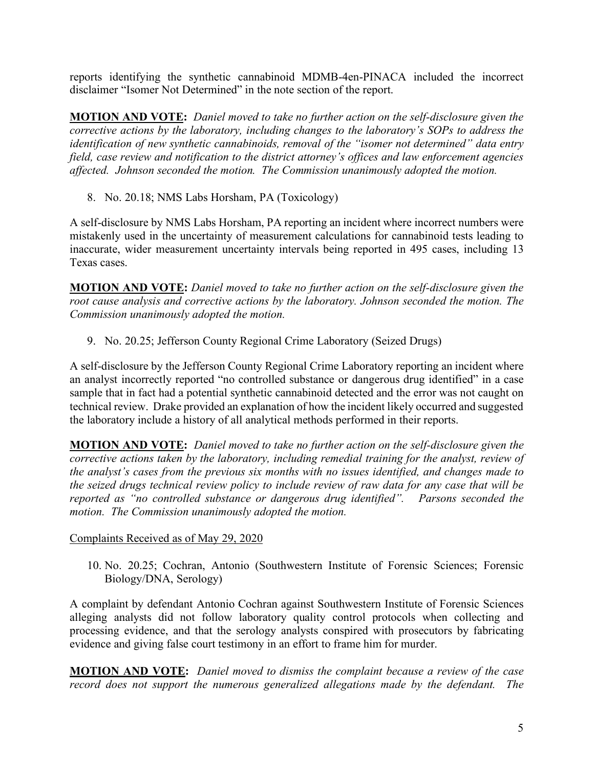reports identifying the synthetic cannabinoid MDMB-4en-PINACA included the incorrect disclaimer "Isomer Not Determined" in the note section of the report.

**MOTION AND VOTE:** *Daniel moved to take no further action on the self-disclosure given the corrective actions by the laboratory, including changes to the laboratory's SOPs to address the identification of new synthetic cannabinoids, removal of the "isomer not determined" data entry field, case review and notification to the district attorney's offices and law enforcement agencies affected. Johnson seconded the motion. The Commission unanimously adopted the motion.*

8. No. 20.18; NMS Labs Horsham, PA (Toxicology)

A self-disclosure by NMS Labs Horsham, PA reporting an incident where incorrect numbers were mistakenly used in the uncertainty of measurement calculations for cannabinoid tests leading to inaccurate, wider measurement uncertainty intervals being reported in 495 cases, including 13 Texas cases.

**MOTION AND VOTE:** *Daniel moved to take no further action on the self-disclosure given the root cause analysis and corrective actions by the laboratory. Johnson seconded the motion. The Commission unanimously adopted the motion.*

9. No. 20.25; Jefferson County Regional Crime Laboratory (Seized Drugs)

A self-disclosure by the Jefferson County Regional Crime Laboratory reporting an incident where an analyst incorrectly reported "no controlled substance or dangerous drug identified" in a case sample that in fact had a potential synthetic cannabinoid detected and the error was not caught on technical review. Drake provided an explanation of how the incident likely occurred and suggested the laboratory include a history of all analytical methods performed in their reports.

**MOTION AND VOTE:** *Daniel moved to take no further action on the self-disclosure given the corrective actions taken by the laboratory, including remedial training for the analyst, review of the analyst's cases from the previous six months with no issues identified, and changes made to the seized drugs technical review policy to include review of raw data for any case that will be reported as "no controlled substance or dangerous drug identified". Parsons seconded the motion. The Commission unanimously adopted the motion.*

<u>Complaints Received as of May 29, 2020</u>

10. No. 20.25; Cochran, Antonio (Southwestern Institute of Forensic Sciences; Forensic Biology/DNA, Serology)

A complaint by defendant Antonio Cochran against Southwestern Institute of Forensic Sciences alleging analysts did not follow laboratory quality control protocols when collecting and processing evidence, and that the serology analysts conspired with prosecutors by fabricating evidence and giving false court testimony in an effort to frame him for murder.

**MOTION AND VOTE:** *Daniel moved to dismiss the complaint because a review of the case record does not support the numerous generalized allegations made by the defendant. The*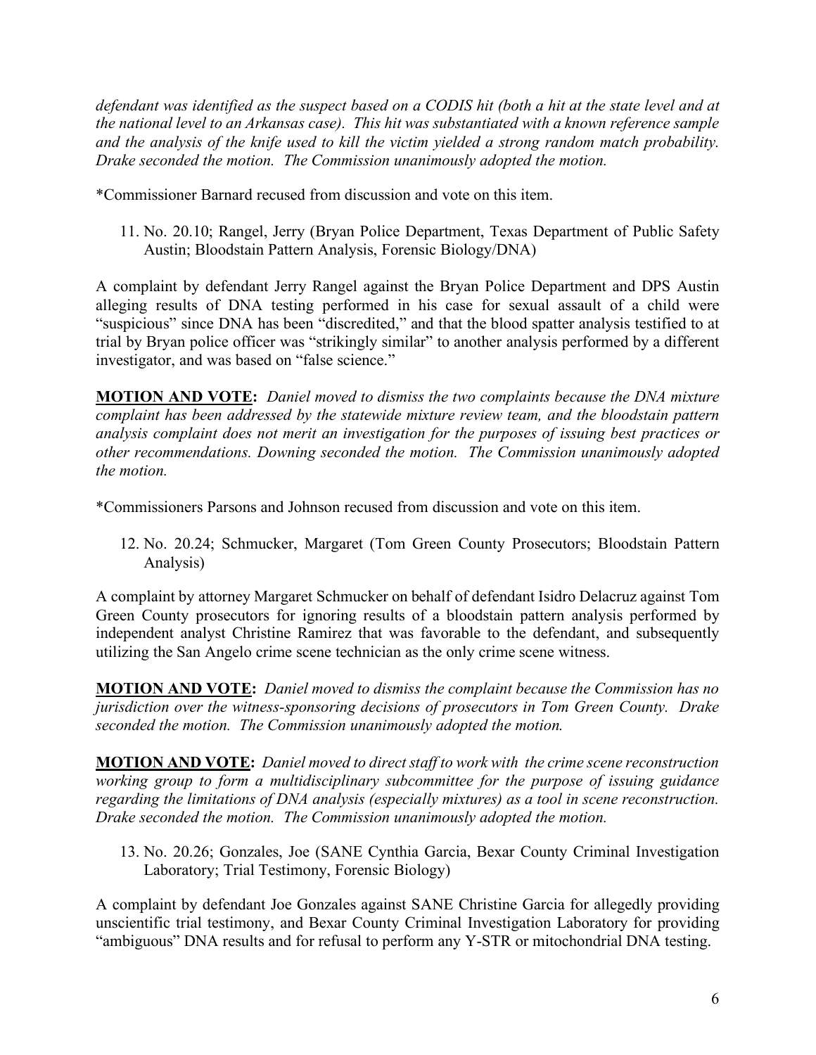*defendant was identified as the suspect based on a CODIS hit (both a hit at the state level and at the national level to an Arkansas case). This hit was substantiated with a known reference sample and the analysis of the knife used to kill the victim yielded a strong random match probability. Drake seconded the motion. The Commission unanimously adopted the motion.*

*Commissioner Barnard recused from discussion and vote on this item.

11. No. 20.10; Rangel, Jerry (Bryan Police Department, Texas Department of Public Safety Austin; Bloodstain Pattern Analysis, Forensic Biology/DNA)

A complaint by defendant Jerry Rangel against the Bryan Police Department and DPS Austin alleging results of DNA testing performed in his case for sexual assault of a child were "suspicious" since DNA has been "discredited," and that the blood spatter analysis testified to at trial by Bryan police officer was "strikingly similar" to another analysis performed by a different investigator, and was based on "false science."

**MOTION AND VOTE:** *Daniel moved to dismiss the two complaints because the DNA mixture complaint has been addressed by the statewide mixture review team, and the bloodstain pattern analysis complaint does not merit an investigation for the purposes of issuing best practices or other recommendations. Downing seconded the motion. The Commission unanimously adopted the motion.*

*Commissioners Parsons and Johnson recused from discussion and vote on this item.

12. No. 20.24; Schmucker, Margaret (Tom Green County Prosecutors; Bloodstain Pattern Analysis)

A complaint by attorney Margaret Schmucker on behalf of defendant Isidro Delacruz against Tom Green County prosecutors for ignoring results of a bloodstain pattern analysis performed by independent analyst Christine Ramirez that was favorable to the defendant, and subsequently utilizing the San Angelo crime scene technician as the only crime scene witness.

**MOTION AND VOTE:** *Daniel moved to dismiss the complaint because the Commission has no jurisdiction over the witness-sponsoring decisions of prosecutors in Tom Green County. Drake seconded the motion. The Commission unanimously adopted the motion.*

**MOTION AND VOTE:** *Daniel moved to direct staff to work with the crime scene reconstruction working group to form a multidisciplinary subcommittee for the purpose of issuing guidance regarding the limitations of DNA analysis (especially mixtures) as a tool in scene reconstruction. Drake seconded the motion. The Commission unanimously adopted the motion.*

13. No. 20.26; Gonzales, Joe (SANE Cynthia Garcia, Bexar County Criminal Investigation Laboratory; Trial Testimony, Forensic Biology)

A complaint by defendant Joe Gonzales against SANE Christine Garcia for allegedly providing unscientific trial testimony, and Bexar County Criminal Investigation Laboratory for providing "ambiguous" DNA results and for refusal to perform any Y-STR or mitochondrial DNA testing.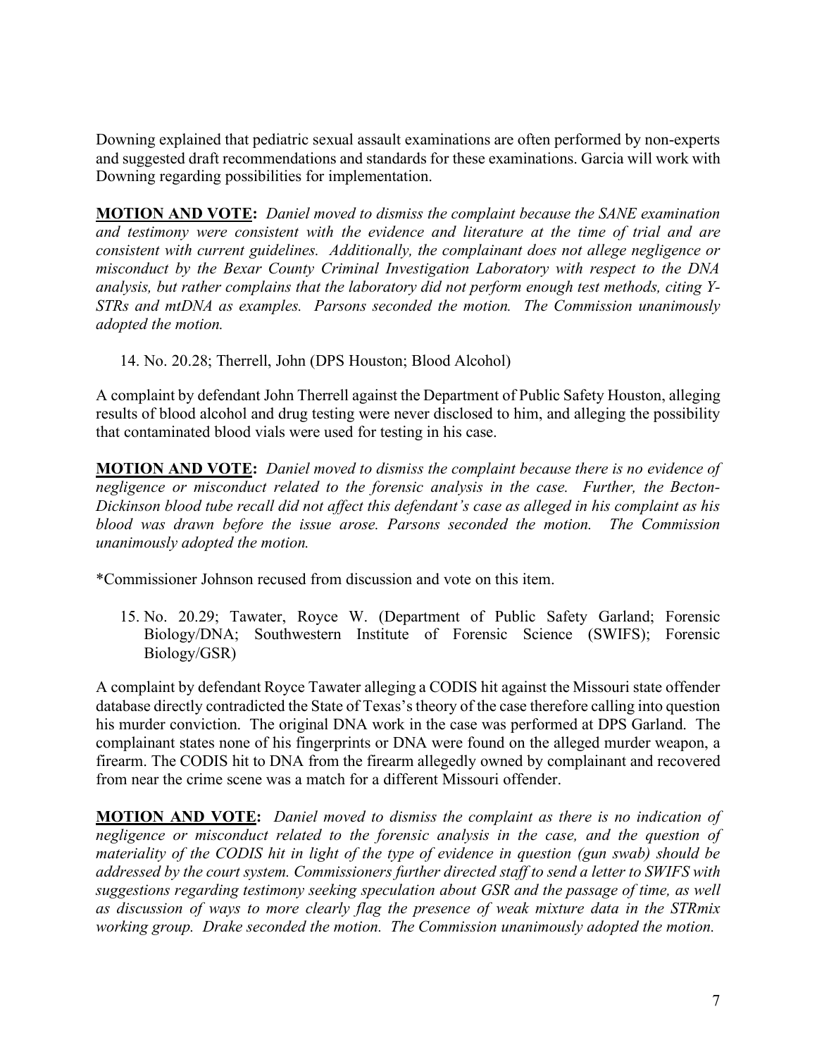Downing explained that pediatric sexual assault examinations are often performed by non-experts and suggested draft recommendations and standards for these examinations. Garcia will work with Downing regarding possibilities for implementation.

**MOTION AND VOTE:** *Daniel moved to dismiss the complaint because the SANE examination and testimony were consistent with the evidence and literature at the time of trial and are consistent with current guidelines. Additionally, the complainant does not allege negligence or misconduct by the Bexar County Criminal Investigation Laboratory with respect to the DNA analysis, but rather complains that the laboratory did not perform enough test methods, citing Y-STRs and mtDNA as examples. Parsons seconded the motion. The Commission unanimously adopted the motion.*

14. No. 20.28; Therrell, John (DPS Houston; Blood Alcohol)

A complaint by defendant John Therrell against the Department of Public Safety Houston, alleging results of blood alcohol and drug testing were never disclosed to him, and alleging the possibility that contaminated blood vials were used for testing in his case.

**MOTION AND VOTE:** *Daniel moved to dismiss the complaint because there is no evidence of negligence or misconduct related to the forensic analysis in the case. Further, the Becton-Dickinson blood tube recall did not affect this defendant's case as alleged in his complaint as his blood was drawn before the issue arose. Parsons seconded the motion. The Commission unanimously adopted the motion.*

*Commissioner Johnson recused from discussion and vote on this item.

15. No. 20.29; Tawater, Royce W. (Department of Public Safety Garland; Forensic Biology/DNA; Southwestern Institute of Forensic Science (SWIFS); Forensic Biology/GSR)

A complaint by defendant Royce Tawater alleging a CODIS hit against the Missouri state offender database directly contradicted the State of Texas's theory of the case therefore calling into question his murder conviction. The original DNA work in the case was performed at DPS Garland. The complainant states none of his fingerprints or DNA were found on the alleged murder weapon, a firearm. The CODIS hit to DNA from the firearm allegedly owned by complainant and recovered from near the crime scene was a match for a different Missouri offender.

**MOTION AND VOTE:** *Daniel moved to dismiss the complaint as there is no indication of negligence or misconduct related to the forensic analysis in the case, and the question of materiality of the CODIS hit in light of the type of evidence in question (gun swab) should be addressed by the court system. Commissioners further directed staff to send a letter to SWIFS with suggestions regarding testimony seeking speculation about GSR and the passage of time, as well as discussion of ways to more clearly flag the presence of weak mixture data in the STRmix working group. Drake seconded the motion. The Commission unanimously adopted the motion.*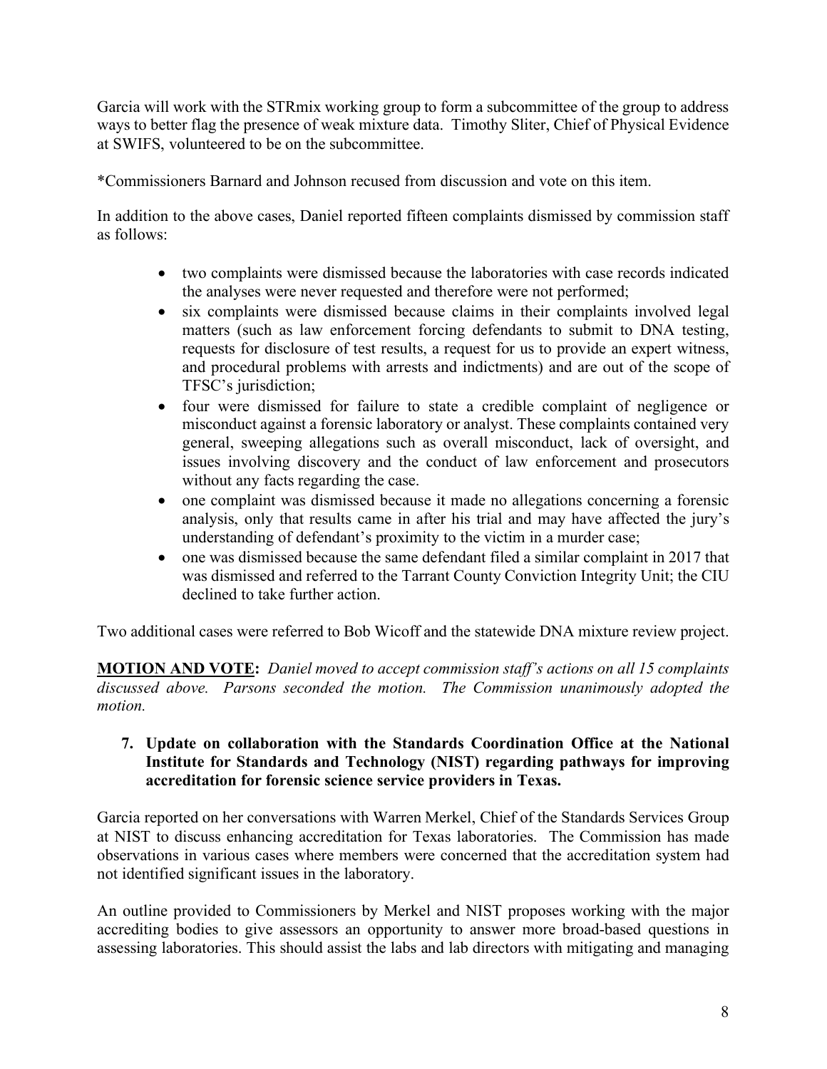Garcia will work with the STRmix working group to form a subcommittee of the group to address ways to better flag the presence of weak mixture data. Timothy Sliter, Chief of Physical Evidence at SWIFS, volunteered to be on the subcommittee.

*Commissioners Barnard and Johnson recused from discussion and vote on this item.

In addition to the above cases, Daniel reported fifteen complaints dismissed by commission staff as follows:

- two complaints were dismissed because the laboratories with case records indicated the analyses were never requested and therefore were not performed;
- six complaints were dismissed because claims in their complaints involved legal matters (such as law enforcement forcing defendants to submit to DNA testing, requests for disclosure of test results, a request for us to provide an expert witness, and procedural problems with arrests and indictments) and are out of the scope of TFSC's jurisdiction;
- four were dismissed for failure to state a credible complaint of negligence or misconduct against a forensic laboratory or analyst. These complaints contained very general, sweeping allegations such as overall misconduct, lack of oversight, and issues involving discovery and the conduct of law enforcement and prosecutors without any facts regarding the case.
- one complaint was dismissed because it made no allegations concerning a forensic analysis, only that results came in after his trial and may have affected the jury's understanding of defendant's proximity to the victim in a murder case;
- one was dismissed because the same defendant filed a similar complaint in 2017 that was dismissed and referred to the Tarrant County Conviction Integrity Unit; the CIU declined to take further action.

Two additional cases were referred to Bob Wicoff and the statewide DNA mixture review project.

**MOTION AND VOTE:** *Daniel moved to accept commission staff's actions on all 15 complaints discussed above. Parsons seconded the motion. The Commission unanimously adopted the motion.*

**7. Update on collaboration with the Standards Coordination Office at the National Institute for Standards and Technology (NIST) regarding pathways for improving accreditation for forensic science service providers in Texas.**

Garcia reported on her conversations with Warren Merkel, Chief of the Standards Services Group at NIST to discuss enhancing accreditation for Texas laboratories. The Commission has made observations in various cases where members were concerned that the accreditation system had not identified significant issues in the laboratory.

An outline provided to Commissioners by Merkel and NIST proposes working with the major accrediting bodies to give assessors an opportunity to answer more broad-based questions in assessing laboratories. This should assist the labs and lab directors with mitigating and managing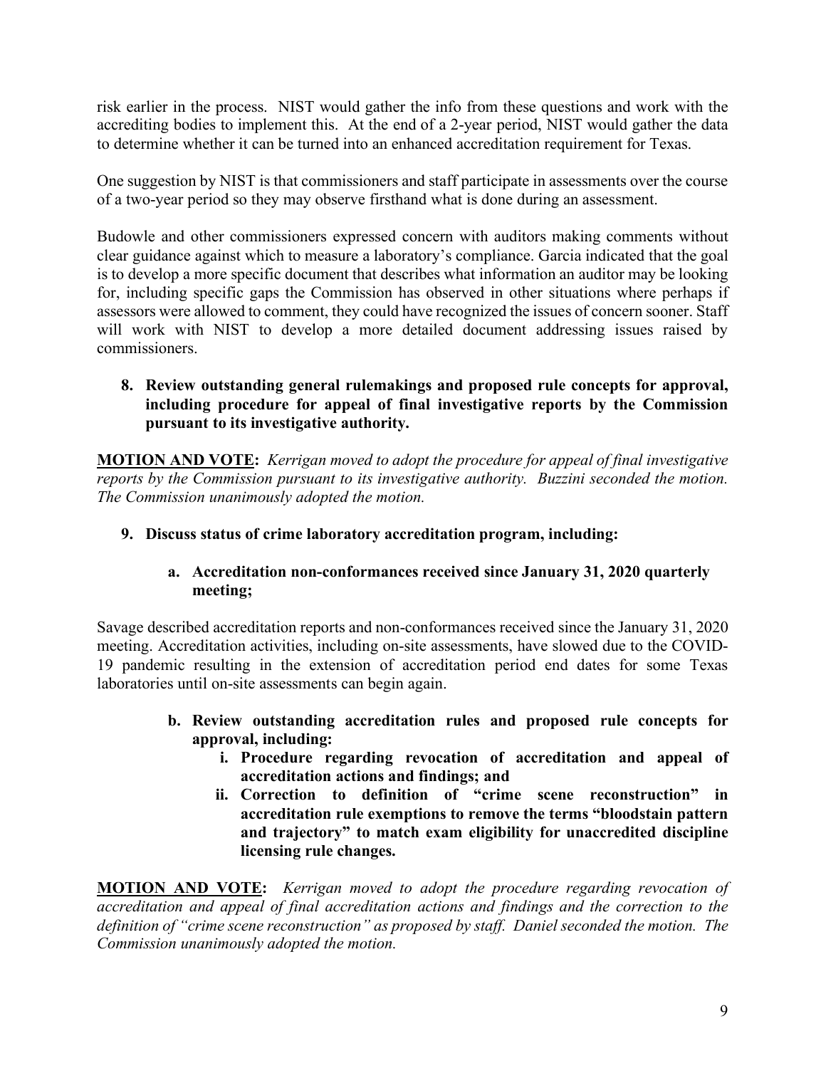risk earlier in the process. NIST would gather the info from these questions and work with the accrediting bodies to implement this. At the end of a 2-year period, NIST would gather the data to determine whether it can be turned into an enhanced accreditation requirement for Texas.

One suggestion by NIST is that commissioners and staff participate in assessments over the course of a two-year period so they may observe firsthand what is done during an assessment.

Budowle and other commissioners expressed concern with auditors making comments without clear guidance against which to measure a laboratory's compliance. Garcia indicated that the goal is to develop a more specific document that describes what information an auditor may be looking for, including specific gaps the Commission has observed in other situations where perhaps if assessors were allowed to comment, they could have recognized the issues of concern sooner. Staff will work with NIST to develop a more detailed document addressing issues raised by commissioners.

**8. Review outstanding general rulemakings and proposed rule concepts for approval, including procedure for appeal of final investigative reports by the Commission pursuant to its investigative authority.**

**MOTION AND VOTE:** *Kerrigan moved to adopt the procedure for appeal of final investigative reports by the Commission pursuant to its investigative authority. Buzzini seconded the motion. The Commission unanimously adopted the motion.*

**9. Discuss status of crime laboratory accreditation program, including:**

**a. Accreditation non-conformances received since January 31, 2020 quarterly meeting;**

Savage described accreditation reports and non-conformances received since the January 31, 2020 meeting. Accreditation activities, including on-site assessments, have slowed due to the COVID-19 pandemic resulting in the extension of accreditation period end dates for some Texas laboratories until on-site assessments can begin again.

**b. Review outstanding accreditation rules and proposed rule concepts for approval, including:**

**i. Procedure regarding revocation of accreditation and appeal of accreditation actions and findings; and**

**ii. Correction to definition of "crime scene reconstruction" in accreditation rule exemptions to remove the terms "bloodstain pattern and trajectory" to match exam eligibility for unaccredited discipline licensing rule changes.**

**MOTION AND VOTE:** *Kerrigan moved to adopt the procedure regarding revocation of accreditation and appeal of final accreditation actions and findings and the correction to the definition of "crime scene reconstruction" as proposed by staff. Daniel seconded the motion. The Commission unanimously adopted the motion.*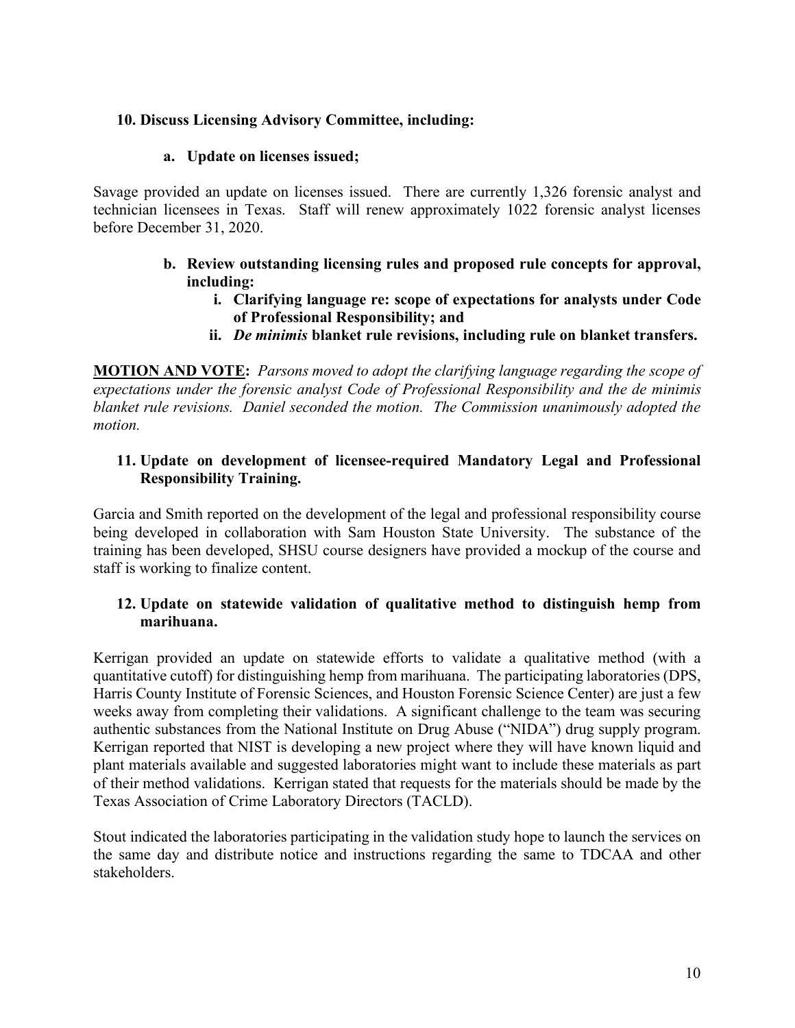### 10. Discuss Licensing Advisory Committee, including:

#### a. Update on licenses issued;

Savage provided an update on licenses issued. There are currently 1,326 forensic analyst and technician licensees in Texas. Staff will renew approximately 1022 forensic analyst licenses before December 31, 2020.

#### b. Review outstanding licensing rules and proposed rule concepts for approval, including:

**i. Clarifying language re: scope of expectations for analysts under Code of Professional Responsibility; and**

**ii. *De minimis* blanket rule revisions, including rule on blanket transfers.**

**MOTION AND VOTE:** *Parsons moved to adopt the clarifying language regarding the scope of expectations under the forensic analyst Code of Professional Responsibility and the de minimis blanket rule revisions. Daniel seconded the motion. The Commission unanimously adopted the motion.*

### 11. Update on development of licensee-required Mandatory Legal and Professional Responsibility Training.

Garcia and Smith reported on the development of the legal and professional responsibility course being developed in collaboration with Sam Houston State University. The substance of the training has been developed, SHSU course designers have provided a mockup of the course and staff is working to finalize content.

### 12. Update on statewide validation of qualitative method to distinguish hemp from marihuana.

Kerrigan provided an update on statewide efforts to validate a qualitative method (with a quantitative cutoff) for distinguishing hemp from marihuana. The participating laboratories (DPS, Harris County Institute of Forensic Sciences, and Houston Forensic Science Center) are just a few weeks away from completing their validations. A significant challenge to the team was securing authentic substances from the National Institute on Drug Abuse ("NIDA") drug supply program. Kerrigan reported that NIST is developing a new project where they will have known liquid and plant materials available and suggested laboratories might want to include these materials as part of their method validations. Kerrigan stated that requests for the materials should be made by the Texas Association of Crime Laboratory Directors (TACLD).

Stout indicated the laboratories participating in the validation study hope to launch the services on the same day and distribute notice and instructions regarding the same to TDCAA and other stakeholders.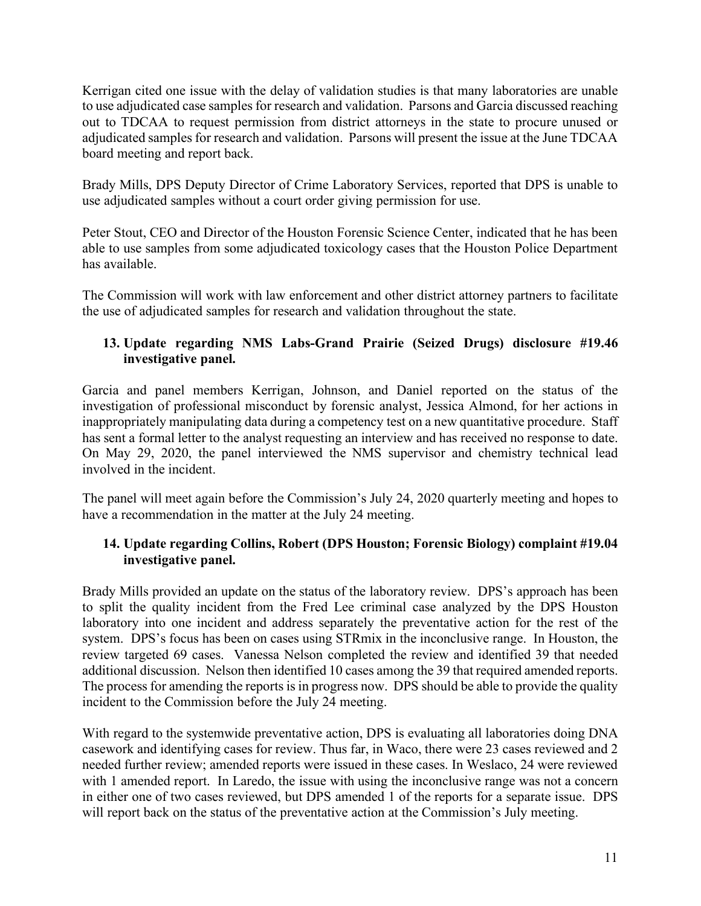Kerrigan cited one issue with the delay of validation studies is that many laboratories are unable to use adjudicated case samples for research and validation. Parsons and Garcia discussed reaching out to TDCAA to request permission from district attorneys in the state to procure unused or adjudicated samples for research and validation. Parsons will present the issue at the June TDCAA board meeting and report back.

Brady Mills, DPS Deputy Director of Crime Laboratory Services, reported that DPS is unable to use adjudicated samples without a court order giving permission for use.

Peter Stout, CEO and Director of the Houston Forensic Science Center, indicated that he has been able to use samples from some adjudicated toxicology cases that the Houston Police Department has available.

The Commission will work with law enforcement and other district attorney partners to facilitate the use of adjudicated samples for research and validation throughout the state.

**13. Update regarding NMS Labs-Grand Prairie (Seized Drugs) disclosure #19.46 investigative panel.**

Garcia and panel members Kerrigan, Johnson, and Daniel reported on the status of the investigation of professional misconduct by forensic analyst, Jessica Almond, for her actions in inappropriately manipulating data during a competency test on a new quantitative procedure. Staff has sent a formal letter to the analyst requesting an interview and has received no response to date. On May 29, 2020, the panel interviewed the NMS supervisor and chemistry technical lead involved in the incident.

The panel will meet again before the Commission's July 24, 2020 quarterly meeting and hopes to have a recommendation in the matter at the July 24 meeting.

**14. Update regarding Collins, Robert (DPS Houston; Forensic Biology) complaint #19.04 investigative panel.**

Brady Mills provided an update on the status of the laboratory review. DPS's approach has been to split the quality incident from the Fred Lee criminal case analyzed by the DPS Houston laboratory into one incident and address separately the preventative action for the rest of the system. DPS's focus has been on cases using STRmix in the inconclusive range. In Houston, the review targeted 69 cases. Vanessa Nelson completed the review and identified 39 that needed additional discussion. Nelson then identified 10 cases among the 39 that required amended reports. The process for amending the reports is in progress now. DPS should be able to provide the quality incident to the Commission before the July 24 meeting.

With regard to the systemwide preventative action, DPS is evaluating all laboratories doing DNA casework and identifying cases for review. Thus far, in Waco, there were 23 cases reviewed and 2 needed further review; amended reports were issued in these cases. In Weslaco, 24 were reviewed with 1 amended report. In Laredo, the issue with using the inconclusive range was not a concern in either one of two cases reviewed, but DPS amended 1 of the reports for a separate issue. DPS will report back on the status of the preventative action at the Commission's July meeting.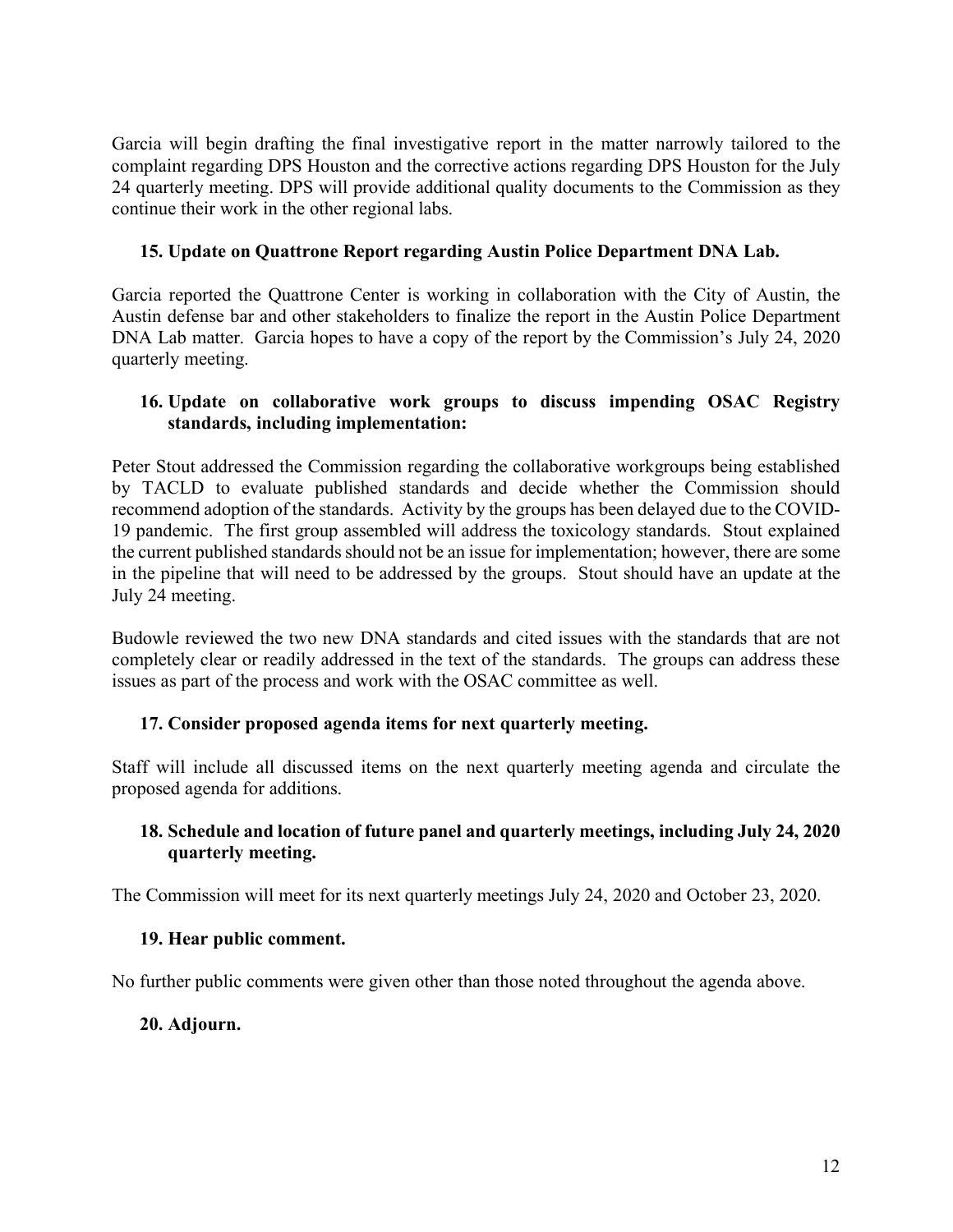Garcia will begin drafting the final investigative report in the matter narrowly tailored to the complaint regarding DPS Houston and the corrective actions regarding DPS Houston for the July 24 quarterly meeting. DPS will provide additional quality documents to the Commission as they continue their work in the other regional labs.

**15. Update on Quattrone Report regarding Austin Police Department DNA Lab.**

Garcia reported the Quattrone Center is working in collaboration with the City of Austin, the Austin defense bar and other stakeholders to finalize the report in the Austin Police Department DNA Lab matter. Garcia hopes to have a copy of the report by the Commission's July 24, 2020 quarterly meeting.

**16. Update on collaborative work groups to discuss impending OSAC Registry standards, including implementation:**

Peter Stout addressed the Commission regarding the collaborative workgroups being established by TACLD to evaluate published standards and decide whether the Commission should recommend adoption of the standards. Activity by the groups has been delayed due to the COVID-19 pandemic. The first group assembled will address the toxicology standards. Stout explained the current published standards should not be an issue for implementation; however, there are some in the pipeline that will need to be addressed by the groups. Stout should have an update at the July 24 meeting.

Budowle reviewed the two new DNA standards and cited issues with the standards that are not completely clear or readily addressed in the text of the standards. The groups can address these issues as part of the process and work with the OSAC committee as well.

**17. Consider proposed agenda items for next quarterly meeting.**

Staff will include all discussed items on the next quarterly meeting agenda and circulate the proposed agenda for additions.

**18. Schedule and location of future panel and quarterly meetings, including July 24, 2020 quarterly meeting.**

The Commission will meet for its next quarterly meetings July 24, 2020 and October 23, 2020.

**19. Hear public comment.**

No further public comments were given other than those noted throughout the agenda above.

**20. Adjourn.**